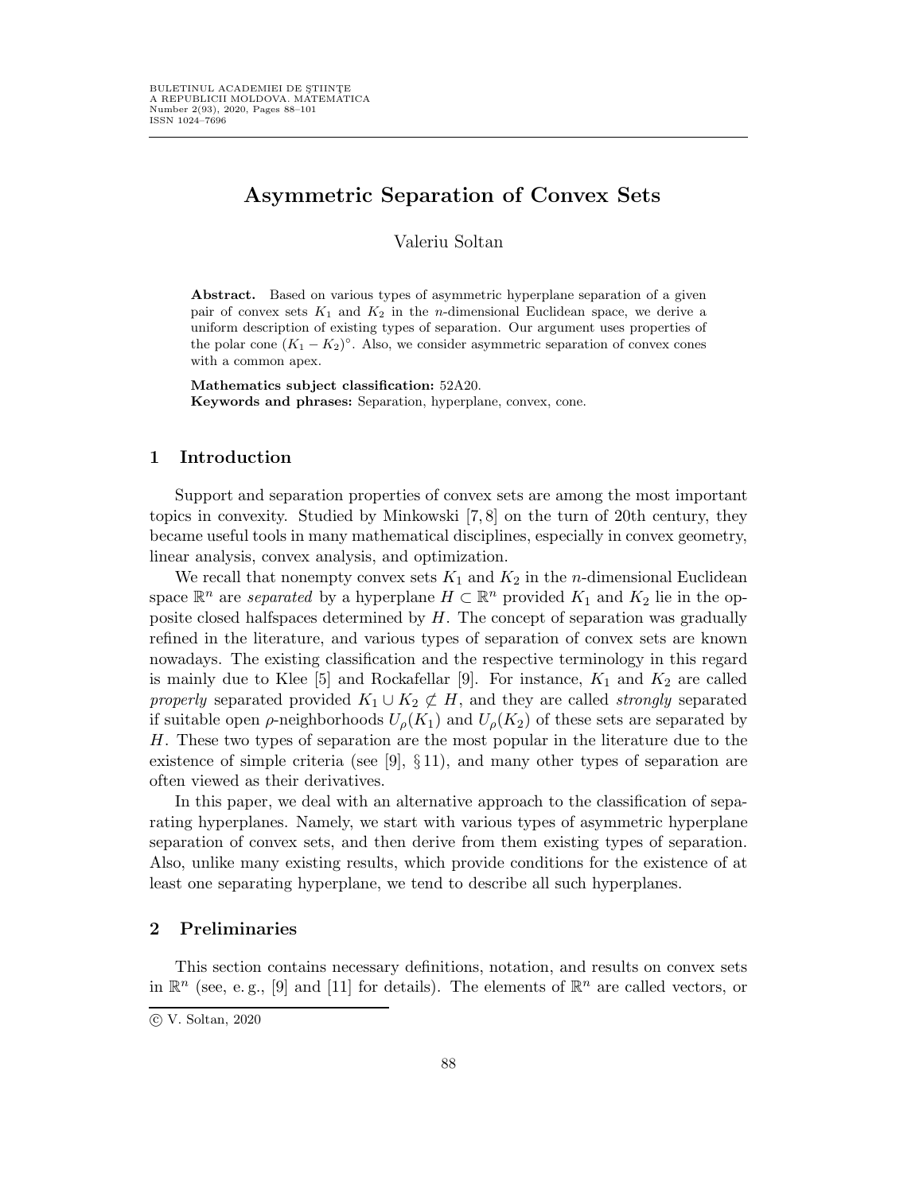# Asymmetric Separation of Convex Sets

Valeriu Soltan

**Abstract.** Based on various types of asymmetric hyperplane separation of a given pair of convex sets $K_1$ and $K_2$ in the $n$-dimensional Euclidean space, we derive a uniform description of existing types of separation. Our argument uses properties of the polar cone $(K_1 - K_2)^\circ$. Also, we consider asymmetric separation of convex cones with a common apex.

**Mathematics subject classification:** 52A20.
**Keywords and phrases:** Separation, hyperplane, convex, cone.

## 1 Introduction

Support and separation properties of convex sets are among the most important topics in convexity. Studied by Minkowski [7, 8] on the turn of 20th century, they became useful tools in many mathematical disciplines, especially in convex geometry, linear analysis, convex analysis, and optimization.

We recall that nonempty convex sets $K_1$ and $K_2$ in the $n$-dimensional Euclidean space $\mathbb{R}^n$ are *separated* by a hyperplane $H \subset \mathbb{R}^n$ provided $K_1$ and $K_2$ lie in the opposite closed halfspaces determined by $H$. The concept of separation was gradually refined in the literature, and various types of separation of convex sets are known nowadays. The existing classification and the respective terminology in this regard is mainly due to Klee [5] and Rockafellar [9]. For instance, $K_1$ and $K_2$ are called *properly* separated provided $K_1 \cup K_2 \not\subset H$, and they are called *strongly* separated if suitable open $\rho$-neighborhoods $U_\rho(K_1)$ and $U_\rho(K_2)$ of these sets are separated by $H$. These two types of separation are the most popular in the literature due to the existence of simple criteria (see [9], § 11), and many other types of separation are often viewed as their derivatives.

In this paper, we deal with an alternative approach to the classification of separating hyperplanes. Namely, we start with various types of asymmetric hyperplane separation of convex sets, and then derive from them existing types of separation. Also, unlike many existing results, which provide conditions for the existence of at least one separating hyperplane, we tend to describe all such hyperplanes.

## 2 Preliminaries

This section contains necessary definitions, notation, and results on convex sets in $\mathbb{R}^n$ (see, e. g., [9] and [11] for details). The elements of $\mathbb{R}^n$ are called vectors, or

© V. Soltan, 2020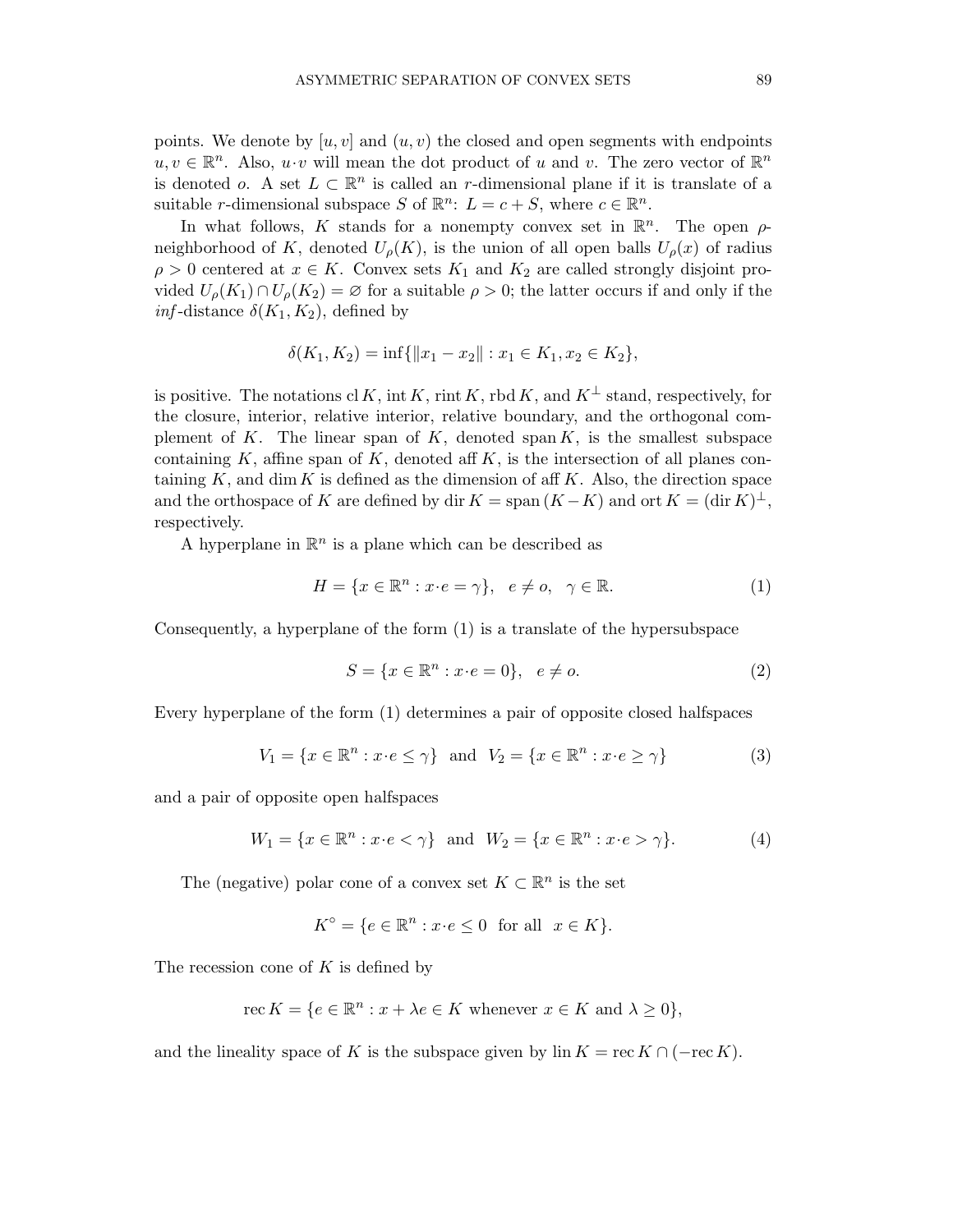points. We denote by $[u, v]$ and $(u, v)$ the closed and open segments with endpoints $u, v \in \mathbb{R}^n$. Also, $u \cdot v$ will mean the dot product of $u$ and $v$. The zero vector of $\mathbb{R}^n$ is denoted $o$. A set $L \subset \mathbb{R}^n$ is called an $r$-dimensional plane if it is translate of a suitable $r$-dimensional subspace $S$ of $\mathbb{R}^n$: $L = c + S$, where $c \in \mathbb{R}^n$.

In what follows, $K$ stands for a nonempty convex set in $\mathbb{R}^n$. The open $\rho$-neighborhood of $K$, denoted $U_\rho(K)$, is the union of all open balls $U_\rho(x)$ of radius $\rho > 0$ centered at $x \in K$. Convex sets $K_1$ and $K_2$ are called strongly disjoint provided $U_\rho(K_1) \cap U_\rho(K_2) = \varnothing$ for a suitable $\rho > 0$; the latter occurs if and only if the *inf*-distance $\delta(K_1, K_2)$, defined by

$$\delta(K_1, K_2) = \inf\{\|x_1 - x_2\| : x_1 \in K_1, x_2 \in K_2\},$$

is positive. The notations $\operatorname{cl} K$, $\operatorname{int} K$, $\operatorname{rint} K$, $\operatorname{rbd} K$, and $K^\perp$ stand, respectively, for the closure, interior, relative interior, relative boundary, and the orthogonal complement of $K$. The linear span of $K$, denoted $\operatorname{span} K$, is the smallest subspace containing $K$, affine span of $K$, denoted $\operatorname{aff} K$, is the intersection of all planes containing $K$, and $\dim K$ is defined as the dimension of $\operatorname{aff} K$. Also, the direction space and the orthospace of $K$ are defined by $\operatorname{dir} K = \operatorname{span}(K - K)$ and $\operatorname{ort} K = (\operatorname{dir} K)^\perp$, respectively.

A hyperplane in $\mathbb{R}^n$ is a plane which can be described as

$$H = \{x \in \mathbb{R}^n : x \cdot e = \gamma\}, \quad e \neq o, \quad \gamma \in \mathbb{R}. \tag{1}$$

Consequently, a hyperplane of the form (1) is a translate of the hypersubspace

$$S = \{x \in \mathbb{R}^n : x \cdot e = 0\}, \quad e \neq o. \tag{2}$$

Every hyperplane of the form (1) determines a pair of opposite closed halfspaces

$$V_1 = \{x \in \mathbb{R}^n : x \cdot e \leq \gamma\} \quad \text{and} \quad V_2 = \{x \in \mathbb{R}^n : x \cdot e \geq \gamma\} \tag{3}$$

and a pair of opposite open halfspaces

$$W_1 = \{x \in \mathbb{R}^n : x \cdot e < \gamma\} \quad \text{and} \quad W_2 = \{x \in \mathbb{R}^n : x \cdot e > \gamma\}. \tag{4}$$

The (negative) polar cone of a convex set $K \subset \mathbb{R}^n$ is the set

$$K^\circ = \{e \in \mathbb{R}^n : x \cdot e \leq 0 \ \text{ for all } \ x \in K\}.$$

The recession cone of $K$ is defined by

$$\operatorname{rec} K = \{e \in \mathbb{R}^n : x + \lambda e \in K \text{ whenever } x \in K \text{ and } \lambda \geq 0\},$$

and the lineality space of $K$ is the subspace given by $\operatorname{lin} K = \operatorname{rec} K \cap (-\operatorname{rec} K)$.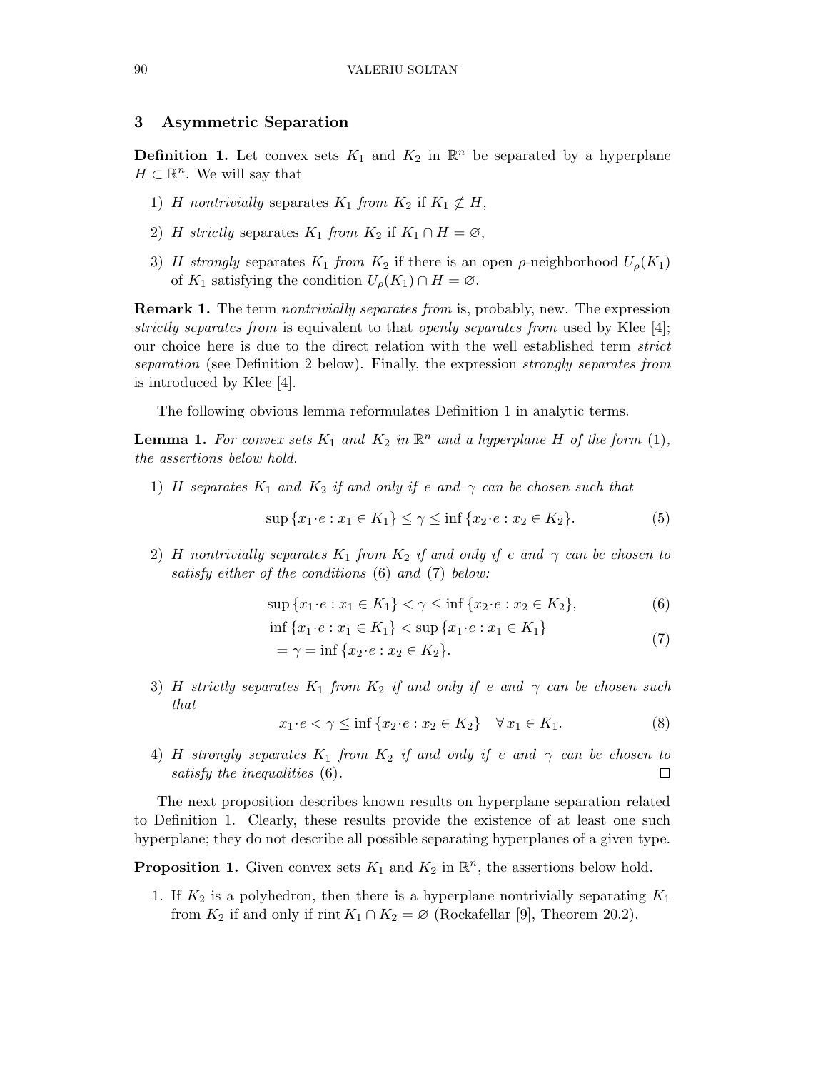## 3 Asymmetric Separation

**Definition 1.** Let convex sets $K_1$ and $K_2$ in $\mathbb{R}^n$ be separated by a hyperplane $H \subset \mathbb{R}^n$. We will say that

1) $H$ *nontrivially* separates $K_1$ *from* $K_2$ if $K_1 \not\subset H$,

2) $H$ *strictly* separates $K_1$ *from* $K_2$ if $K_1 \cap H = \varnothing$,

3) $H$ *strongly* separates $K_1$ *from* $K_2$ if there is an open $\rho$-neighborhood $U_\rho(K_1)$ of $K_1$ satisfying the condition $U_\rho(K_1) \cap H = \varnothing$.

**Remark 1.** The term *nontrivially separates from* is, probably, new. The expression *strictly separates from* is equivalent to that *openly separates from* used by Klee [4]; our choice here is due to the direct relation with the well established term *strict separation* (see Definition 2 below). Finally, the expression *strongly separates from* is introduced by Klee [4].

The following obvious lemma reformulates Definition 1 in analytic terms.

**Lemma 1.** *For convex sets $K_1$ and $K_2$ in $\mathbb{R}^n$ and a hyperplane $H$ of the form* (1)*, the assertions below hold.*

1) *$H$ separates $K_1$ and $K_2$ if and only if $e$ and $\gamma$ can be chosen such that*

$$\sup\{x_1 \cdot e : x_1 \in K_1\} \le \gamma \le \inf\{x_2 \cdot e : x_2 \in K_2\}. \tag{5}$$

2) *$H$ nontrivially separates $K_1$ from $K_2$ if and only if $e$ and $\gamma$ can be chosen to satisfy either of the conditions* (6) *and* (7) *below:*

$$\sup\{x_1 \cdot e : x_1 \in K_1\} < \gamma \le \inf\{x_2 \cdot e : x_2 \in K_2\}, \tag{6}$$

$$\begin{aligned} &\inf\{x_1 \cdot e : x_1 \in K_1\} < \sup\{x_1 \cdot e : x_1 \in K_1\} \\ &\quad = \gamma = \inf\{x_2 \cdot e : x_2 \in K_2\}. \end{aligned} \tag{7}$$

3) *$H$ strictly separates $K_1$ from $K_2$ if and only if $e$ and $\gamma$ can be chosen such that*

$$x_1 \cdot e < \gamma \le \inf\{x_2 \cdot e : x_2 \in K_2\} \quad \forall\, x_1 \in K_1. \tag{8}$$

4) *$H$ strongly separates $K_1$ from $K_2$ if and only if $e$ and $\gamma$ can be chosen to satisfy the inequalities* (6). □

The next proposition describes known results on hyperplane separation related to Definition 1. Clearly, these results provide the existence of at least one such hyperplane; they do not describe all possible separating hyperplanes of a given type.

**Proposition 1.** Given convex sets $K_1$ and $K_2$ in $\mathbb{R}^n$, the assertions below hold.

1. If $K_2$ is a polyhedron, then there is a hyperplane nontrivially separating $K_1$ from $K_2$ if and only if $\operatorname{rint} K_1 \cap K_2 = \varnothing$ (Rockafellar [9], Theorem 20.2).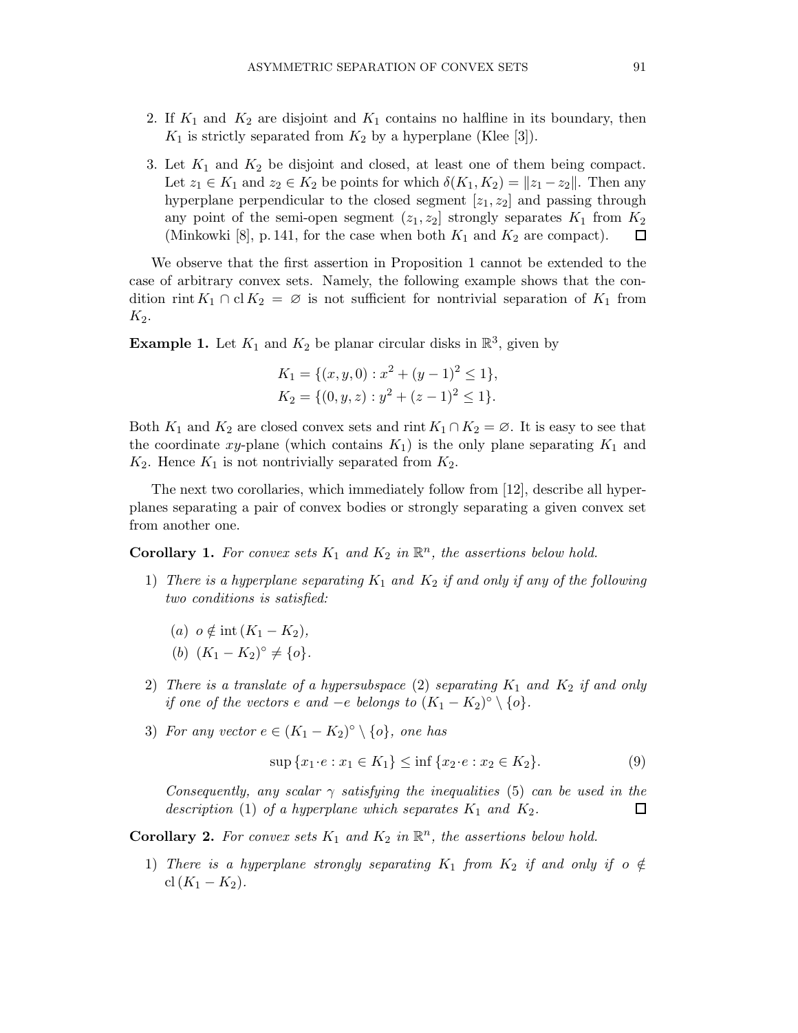2. If $K_1$ and $K_2$ are disjoint and $K_1$ contains no halfline in its boundary, then $K_1$ is strictly separated from $K_2$ by a hyperplane (Klee [3]).

3. Let $K_1$ and $K_2$ be disjoint and closed, at least one of them being compact. Let $z_1 \in K_1$ and $z_2 \in K_2$ be points for which $\delta(K_1, K_2) = \|z_1 - z_2\|$. Then any hyperplane perpendicular to the closed segment $[z_1, z_2]$ and passing through any point of the semi-open segment $(z_1, z_2]$ strongly separates $K_1$ from $K_2$ (Minkowski [8], p. 141, for the case when both $K_1$ and $K_2$ are compact). □

We observe that the first assertion in Proposition 1 cannot be extended to the case of arbitrary convex sets. Namely, the following example shows that the condition $\operatorname{rint} K_1 \cap \operatorname{cl} K_2 = \varnothing$ is not sufficient for nontrivial separation of $K_1$ from $K_2$.

**Example 1.** Let $K_1$ and $K_2$ be planar circular disks in $\mathbb{R}^3$, given by

$$K_1 = \{(x, y, 0) : x^2 + (y-1)^2 \le 1\},$$
$$K_2 = \{(0, y, z) : y^2 + (z-1)^2 \le 1\}.$$

Both $K_1$ and $K_2$ are closed convex sets and $\operatorname{rint} K_1 \cap K_2 = \varnothing$. It is easy to see that the coordinate $xy$-plane (which contains $K_1$) is the only plane separating $K_1$ and $K_2$. Hence $K_1$ is not nontrivially separated from $K_2$.

The next two corollaries, which immediately follow from [12], describe all hyperplanes separating a pair of convex bodies or strongly separating a given convex set from another one.

**Corollary 1.** *For convex sets $K_1$ and $K_2$ in $\mathbb{R}^n$, the assertions below hold.*

1) *There is a hyperplane separating $K_1$ and $K_2$ if and only if any of the following two conditions is satisfied:*

   (*a*) $o \notin \operatorname{int}(K_1 - K_2)$,

   (*b*) $(K_1 - K_2)^\circ \ne \{o\}$.

2) *There is a translate of a hypersubspace* (2) *separating $K_1$ and $K_2$ if and only if one of the vectors $e$ and $-e$ belongs to $(K_1 - K_2)^\circ \setminus \{o\}$.*

3) *For any vector $e \in (K_1 - K_2)^\circ \setminus \{o\}$, one has*

$$\sup\{x_1 \cdot e : x_1 \in K_1\} \le \inf\{x_2 \cdot e : x_2 \in K_2\}. \tag{9}$$

   *Consequently, any scalar $\gamma$ satisfying the inequalities* (5) *can be used in the description* (1) *of a hyperplane which separates $K_1$ and $K_2$.* □

**Corollary 2.** *For convex sets $K_1$ and $K_2$ in $\mathbb{R}^n$, the assertions below hold.*

1) *There is a hyperplane strongly separating $K_1$ from $K_2$ if and only if $o \notin \operatorname{cl}(K_1 - K_2)$.*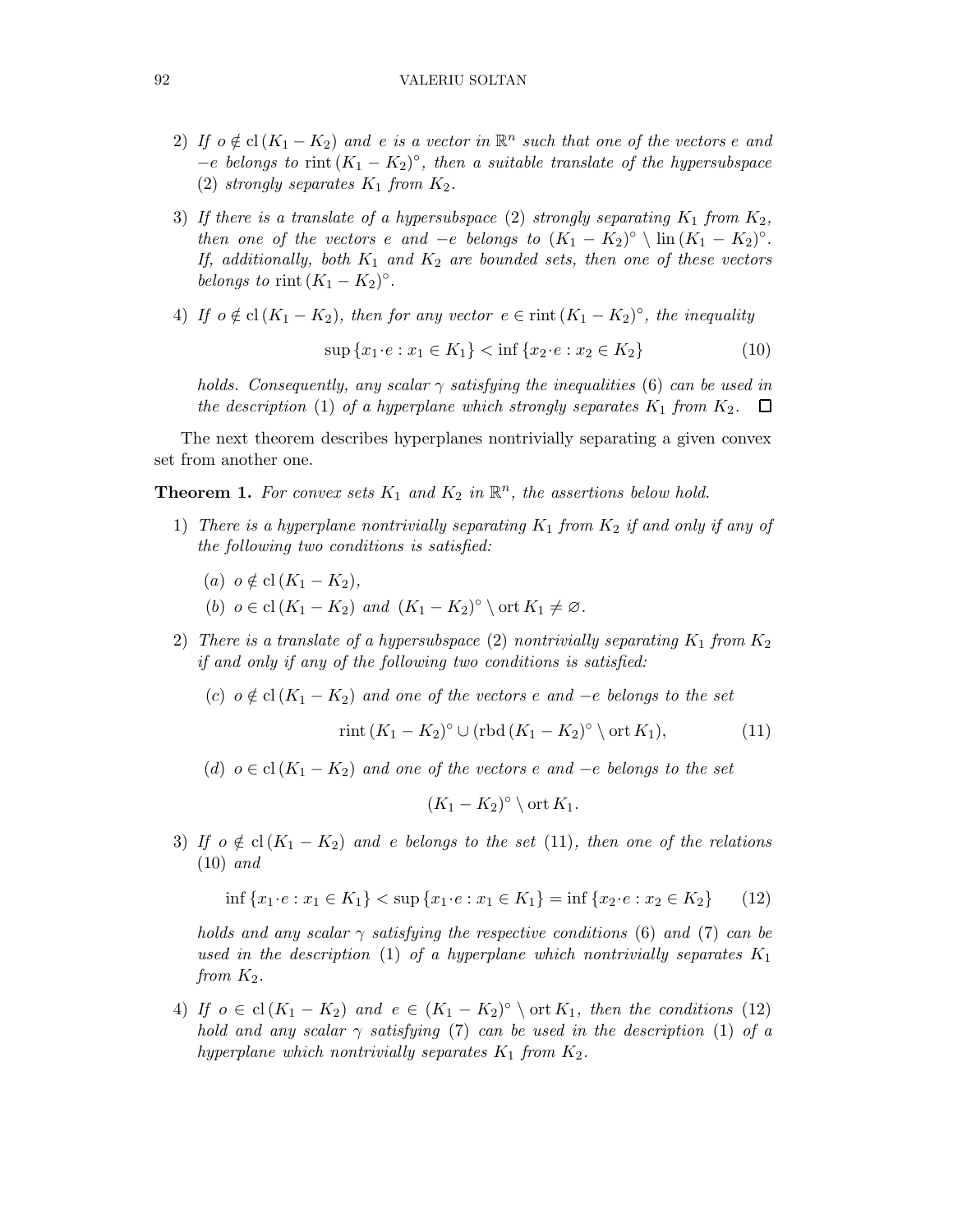2) *If $o \notin \operatorname{cl}(K_1 - K_2)$ and $e$ is a vector in $\mathbb{R}^n$ such that one of the vectors $e$ and $-e$ belongs to $\operatorname{rint}(K_1 - K_2)^\circ$, then a suitable translate of the hypersubspace* (2) *strongly separates $K_1$ from $K_2$.*

3) *If there is a translate of a hypersubspace* (2) *strongly separating $K_1$ from $K_2$, then one of the vectors $e$ and $-e$ belongs to $(K_1 - K_2)^\circ \setminus \operatorname{lin}(K_1 - K_2)^\circ$. If, additionally, both $K_1$ and $K_2$ are bounded sets, then one of these vectors belongs to $\operatorname{rint}(K_1 - K_2)^\circ$.*

4) *If $o \notin \operatorname{cl}(K_1 - K_2)$, then for any vector $e \in \operatorname{rint}(K_1 - K_2)^\circ$, the inequality*

$$\sup\{x_1 \cdot e : x_1 \in K_1\} < \inf\{x_2 \cdot e : x_2 \in K_2\} \tag{10}$$

*holds. Consequently, any scalar $\gamma$ satisfying the inequalities* (6) *can be used in the description* (1) *of a hyperplane which strongly separates $K_1$ from $K_2$.* $\square$

The next theorem describes hyperplanes nontrivially separating a given convex set from another one.

**Theorem 1.** *For convex sets $K_1$ and $K_2$ in $\mathbb{R}^n$, the assertions below hold.*

1) *There is a hyperplane nontrivially separating $K_1$ from $K_2$ if and only if any of the following two conditions is satisfied:*

   (*a*) *$o \notin \operatorname{cl}(K_1 - K_2)$,*

   (*b*) *$o \in \operatorname{cl}(K_1 - K_2)$ and $(K_1 - K_2)^\circ \setminus \operatorname{ort} K_1 \neq \varnothing$.*

2) *There is a translate of a hypersubspace* (2) *nontrivially separating $K_1$ from $K_2$ if and only if any of the following two conditions is satisfied:*

   (*c*) *$o \notin \operatorname{cl}(K_1 - K_2)$ and one of the vectors $e$ and $-e$ belongs to the set*

$$\operatorname{rint}(K_1 - K_2)^\circ \cup (\operatorname{rbd}(K_1 - K_2)^\circ \setminus \operatorname{ort} K_1), \tag{11}$$

   (*d*) *$o \in \operatorname{cl}(K_1 - K_2)$ and one of the vectors $e$ and $-e$ belongs to the set*

$$(K_1 - K_2)^\circ \setminus \operatorname{ort} K_1.$$

3) *If $o \notin \operatorname{cl}(K_1 - K_2)$ and $e$ belongs to the set* (11)*, then one of the relations* (10) *and*

$$\inf\{x_1 \cdot e : x_1 \in K_1\} < \sup\{x_1 \cdot e : x_1 \in K_1\} = \inf\{x_2 \cdot e : x_2 \in K_2\} \tag{12}$$

*holds and any scalar $\gamma$ satisfying the respective conditions* (6) *and* (7) *can be used in the description* (1) *of a hyperplane which nontrivially separates $K_1$ from $K_2$.*

4) *If $o \in \operatorname{cl}(K_1 - K_2)$ and $e \in (K_1 - K_2)^\circ \setminus \operatorname{ort} K_1$, then the conditions* (12) *hold and any scalar $\gamma$ satisfying* (7) *can be used in the description* (1) *of a hyperplane which nontrivially separates $K_1$ from $K_2$.*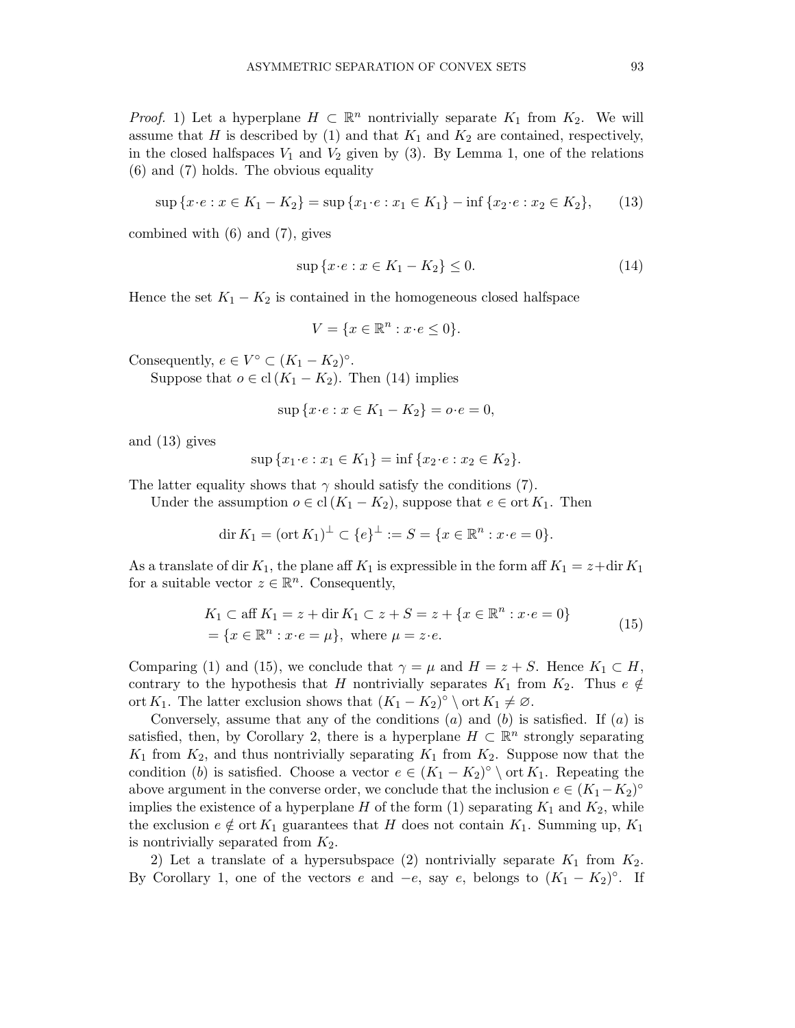*Proof.* 1) Let a hyperplane $H \subset \mathbb{R}^n$ nontrivially separate $K_1$ from $K_2$. We will assume that $H$ is described by (1) and that $K_1$ and $K_2$ are contained, respectively, in the closed halfspaces $V_1$ and $V_2$ given by (3). By Lemma 1, one of the relations (6) and (7) holds. The obvious equality

$$\sup \{x \cdot e : x \in K_1 - K_2\} = \sup \{x_1 \cdot e : x_1 \in K_1\} - \inf \{x_2 \cdot e : x_2 \in K_2\}, \tag{13}$$

combined with (6) and (7), gives

$$\sup \{x \cdot e : x \in K_1 - K_2\} \leq 0. \tag{14}$$

Hence the set $K_1 - K_2$ is contained in the homogeneous closed halfspace

$$V = \{x \in \mathbb{R}^n : x \cdot e \leq 0\}.$$

Consequently, $e \in V^\circ \subset (K_1 - K_2)^\circ$.

Suppose that $o \in \operatorname{cl}(K_1 - K_2)$. Then (14) implies

$$\sup \{x \cdot e : x \in K_1 - K_2\} = o \cdot e = 0,$$

and (13) gives

$$\sup \{x_1 \cdot e : x_1 \in K_1\} = \inf \{x_2 \cdot e : x_2 \in K_2\}.$$

The latter equality shows that $\gamma$ should satisfy the conditions (7).

Under the assumption $o \in \operatorname{cl}(K_1 - K_2)$, suppose that $e \in \operatorname{ort} K_1$. Then

$$\operatorname{dir} K_1 = (\operatorname{ort} K_1)^\perp \subset \{e\}^\perp := S = \{x \in \mathbb{R}^n : x \cdot e = 0\}.$$

As a translate of $\operatorname{dir} K_1$, the plane $\operatorname{aff} K_1$ is expressible in the form $\operatorname{aff} K_1 = z + \operatorname{dir} K_1$ for a suitable vector $z \in \mathbb{R}^n$. Consequently,

$$\begin{aligned} K_1 &\subset \operatorname{aff} K_1 = z + \operatorname{dir} K_1 \subset z + S = z + \{x \in \mathbb{R}^n : x \cdot e = 0\} \\ &= \{x \in \mathbb{R}^n : x \cdot e = \mu\}, \text{ where } \mu = z \cdot e. \end{aligned} \tag{15}$$

Comparing (1) and (15), we conclude that $\gamma = \mu$ and $H = z + S$. Hence $K_1 \subset H$, contrary to the hypothesis that $H$ nontrivially separates $K_1$ from $K_2$. Thus $e \notin \operatorname{ort} K_1$. The latter exclusion shows that $(K_1 - K_2)^\circ \setminus \operatorname{ort} K_1 \neq \varnothing$.

Conversely, assume that any of the conditions $(a)$ and $(b)$ is satisfied. If $(a)$ is satisfied, then, by Corollary 2, there is a hyperplane $H \subset \mathbb{R}^n$ strongly separating $K_1$ from $K_2$, and thus nontrivially separating $K_1$ from $K_2$. Suppose now that the condition $(b)$ is satisfied. Choose a vector $e \in (K_1 - K_2)^\circ \setminus \operatorname{ort} K_1$. Repeating the above argument in the converse order, we conclude that the inclusion $e \in (K_1 - K_2)^\circ$ implies the existence of a hyperplane $H$ of the form (1) separating $K_1$ and $K_2$, while the exclusion $e \notin \operatorname{ort} K_1$ guarantees that $H$ does not contain $K_1$. Summing up, $K_1$ is nontrivially separated from $K_2$.

2) Let a translate of a hypersubspace (2) nontrivially separate $K_1$ from $K_2$. By Corollary 1, one of the vectors $e$ and $-e$, say $e$, belongs to $(K_1 - K_2)^\circ$. If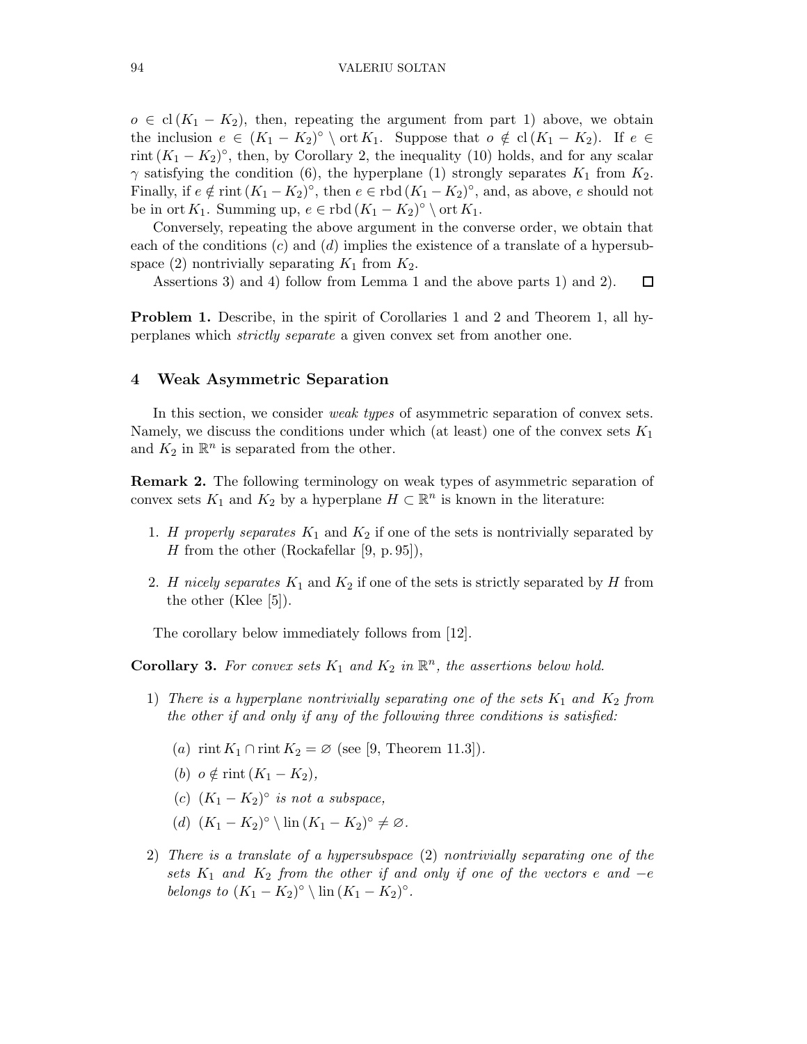$o \in \mathrm{cl}\,(K_1 - K_2)$, then, repeating the argument from part 1) above, we obtain the inclusion $e \in (K_1 - K_2)^\circ \setminus \mathrm{ort}\, K_1$. Suppose that $o \notin \mathrm{cl}\,(K_1 - K_2)$. If $e \in \mathrm{rint}\,(K_1 - K_2)^\circ$, then, by Corollary 2, the inequality (10) holds, and for any scalar $\gamma$ satisfying the condition (6), the hyperplane (1) strongly separates $K_1$ from $K_2$. Finally, if $e \notin \mathrm{rint}\,(K_1 - K_2)^\circ$, then $e \in \mathrm{rbd}\,(K_1 - K_2)^\circ$, and, as above, $e$ should not be in $\mathrm{ort}\, K_1$. Summing up, $e \in \mathrm{rbd}\,(K_1 - K_2)^\circ \setminus \mathrm{ort}\, K_1$.

Conversely, repeating the above argument in the converse order, we obtain that each of the conditions $(c)$ and $(d)$ implies the existence of a translate of a hypersubspace (2) nontrivially separating $K_1$ from $K_2$.

Assertions 3) and 4) follow from Lemma 1 and the above parts 1) and 2). $\square$

**Problem 1.** Describe, in the spirit of Corollaries 1 and 2 and Theorem 1, all hyperplanes which *strictly separate* a given convex set from another one.

## 4 Weak Asymmetric Separation

In this section, we consider *weak types* of asymmetric separation of convex sets. Namely, we discuss the conditions under which (at least) one of the convex sets $K_1$ and $K_2$ in $\mathbb{R}^n$ is separated from the other.

**Remark 2.** The following terminology on weak types of asymmetric separation of convex sets $K_1$ and $K_2$ by a hyperplane $H \subset \mathbb{R}^n$ is known in the literature:

1. *$H$ properly separates* $K_1$ and $K_2$ if one of the sets is nontrivially separated by $H$ from the other (Rockafellar [9, p. 95]),
2. *$H$ nicely separates* $K_1$ and $K_2$ if one of the sets is strictly separated by $H$ from the other (Klee [5]).

The corollary below immediately follows from [12].

**Corollary 3.** *For convex sets $K_1$ and $K_2$ in $\mathbb{R}^n$, the assertions below hold.*

1) *There is a hyperplane nontrivially separating one of the sets $K_1$ and $K_2$ from the other if and only if any of the following three conditions is satisfied:*

   $(a)$ $\mathrm{rint}\, K_1 \cap \mathrm{rint}\, K_2 = \varnothing$ (see [9, Theorem 11.3]).

   $(b)$ $o \notin \mathrm{rint}\,(K_1 - K_2)$,

   $(c)$ $(K_1 - K_2)^\circ$ *is not a subspace,*

   $(d)$ $(K_1 - K_2)^\circ \setminus \mathrm{lin}\,(K_1 - K_2)^\circ \neq \varnothing$.

2) *There is a translate of a hypersubspace* (2) *nontrivially separating one of the sets $K_1$ and $K_2$ from the other if and only if one of the vectors $e$ and $-e$ belongs to $(K_1 - K_2)^\circ \setminus \mathrm{lin}\,(K_1 - K_2)^\circ$.*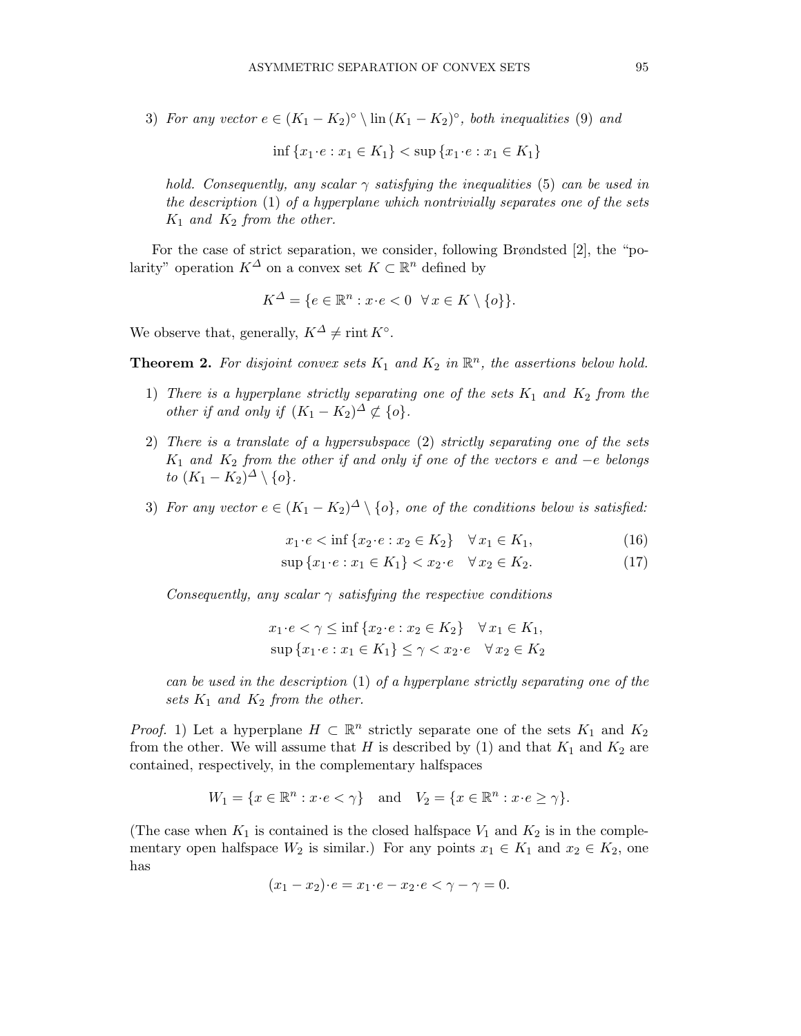3) *For any vector $e \in (K_1 - K_2)^\circ \setminus \operatorname{lin}(K_1 - K_2)^\circ$, both inequalities* (9) *and*

$$\inf\{x_1 \cdot e : x_1 \in K_1\} < \sup\{x_1 \cdot e : x_1 \in K_1\}$$

*hold. Consequently, any scalar $\gamma$ satisfying the inequalities* (5) *can be used in the description* (1) *of a hyperplane which nontrivially separates one of the sets $K_1$ and $K_2$ from the other.*

For the case of strict separation, we consider, following Brøndsted [2], the "polarity" operation $K^{\Delta}$ on a convex set $K \subset \mathbb{R}^n$ defined by

$$K^{\Delta} = \{e \in \mathbb{R}^n : x \cdot e < 0 \quad \forall\, x \in K \setminus \{o\}\}.$$

We observe that, generally, $K^{\Delta} \neq \operatorname{rint} K^\circ$.

**Theorem 2.** *For disjoint convex sets $K_1$ and $K_2$ in $\mathbb{R}^n$, the assertions below hold.*

1) *There is a hyperplane strictly separating one of the sets $K_1$ and $K_2$ from the other if and only if $(K_1 - K_2)^{\Delta} \not\subset \{o\}$.*

2) *There is a translate of a hypersubspace* (2) *strictly separating one of the sets $K_1$ and $K_2$ from the other if and only if one of the vectors $e$ and $-e$ belongs to $(K_1 - K_2)^{\Delta} \setminus \{o\}$.*

3) *For any vector $e \in (K_1 - K_2)^{\Delta} \setminus \{o\}$, one of the conditions below is satisfied:*

$$x_1 \cdot e < \inf\{x_2 \cdot e : x_2 \in K_2\} \quad \forall\, x_1 \in K_1, \tag{16}$$

$$\sup\{x_1 \cdot e : x_1 \in K_1\} < x_2 \cdot e \quad \forall\, x_2 \in K_2. \tag{17}$$

*Consequently, any scalar $\gamma$ satisfying the respective conditions*

$$x_1 \cdot e < \gamma \le \inf\{x_2 \cdot e : x_2 \in K_2\} \quad \forall\, x_1 \in K_1,$$
$$\sup\{x_1 \cdot e : x_1 \in K_1\} \le \gamma < x_2 \cdot e \quad \forall\, x_2 \in K_2$$

*can be used in the description* (1) *of a hyperplane strictly separating one of the sets $K_1$ and $K_2$ from the other.*

*Proof.* 1) Let a hyperplane $H \subset \mathbb{R}^n$ strictly separate one of the sets $K_1$ and $K_2$ from the other. We will assume that $H$ is described by (1) and that $K_1$ and $K_2$ are contained, respectively, in the complementary halfspaces

$$W_1 = \{x \in \mathbb{R}^n : x \cdot e < \gamma\} \quad \text{and} \quad V_2 = \{x \in \mathbb{R}^n : x \cdot e \ge \gamma\}.$$

(The case when $K_1$ is contained is the closed halfspace $V_1$ and $K_2$ is in the complementary open halfspace $W_2$ is similar.) For any points $x_1 \in K_1$ and $x_2 \in K_2$, one has

$$(x_1 - x_2) \cdot e = x_1 \cdot e - x_2 \cdot e < \gamma - \gamma = 0.$$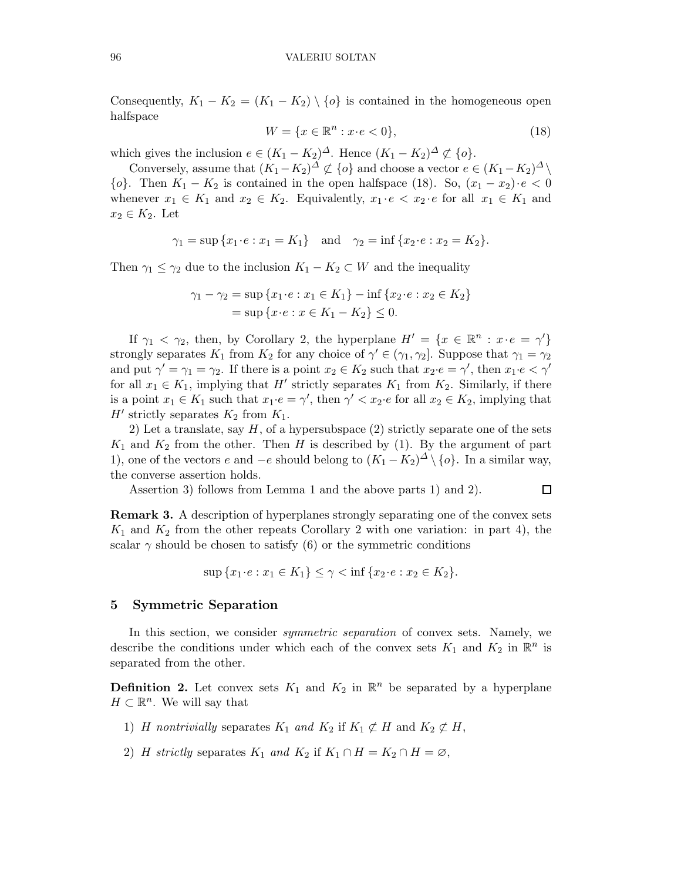Consequently, $K_1 - K_2 = (K_1 - K_2) \setminus \{o\}$ is contained in the homogeneous open halfspace

$$W = \{x \in \mathbb{R}^n : x \cdot e < 0\}, \tag{18}$$

which gives the inclusion $e \in (K_1 - K_2)^{\varDelta}$. Hence $(K_1 - K_2)^{\varDelta} \not\subset \{o\}$.

Conversely, assume that $(K_1 - K_2)^{\varDelta} \not\subset \{o\}$ and choose a vector $e \in (K_1 - K_2)^{\varDelta} \setminus \{o\}$. Then $K_1 - K_2$ is contained in the open halfspace (18). So, $(x_1 - x_2) \cdot e < 0$ whenever $x_1 \in K_1$ and $x_2 \in K_2$. Equivalently, $x_1 \cdot e < x_2 \cdot e$ for all $x_1 \in K_1$ and $x_2 \in K_2$. Let

$$\gamma_1 = \sup \{x_1 \cdot e : x_1 = K_1\} \quad \text{and} \quad \gamma_2 = \inf \{x_2 \cdot e : x_2 = K_2\}.$$

Then $\gamma_1 \le \gamma_2$ due to the inclusion $K_1 - K_2 \subset W$ and the inequality

$$\begin{aligned}\gamma_1 - \gamma_2 &= \sup \{x_1 \cdot e : x_1 \in K_1\} - \inf \{x_2 \cdot e : x_2 \in K_2\} \\ &= \sup \{x \cdot e : x \in K_1 - K_2\} \le 0.\end{aligned}$$

If $\gamma_1 < \gamma_2$, then, by Corollary 2, the hyperplane $H' = \{x \in \mathbb{R}^n : x \cdot e = \gamma'\}$ strongly separates $K_1$ from $K_2$ for any choice of $\gamma' \in (\gamma_1, \gamma_2]$. Suppose that $\gamma_1 = \gamma_2$ and put $\gamma' = \gamma_1 = \gamma_2$. If there is a point $x_2 \in K_2$ such that $x_2 \cdot e = \gamma'$, then $x_1 \cdot e < \gamma'$ for all $x_1 \in K_1$, implying that $H'$ strictly separates $K_1$ from $K_2$. Similarly, if there is a point $x_1 \in K_1$ such that $x_1 \cdot e = \gamma'$, then $\gamma' < x_2 \cdot e$ for all $x_2 \in K_2$, implying that $H'$ strictly separates $K_2$ from $K_1$.

2) Let a translate, say $H$, of a hypersubspace (2) strictly separate one of the sets $K_1$ and $K_2$ from the other. Then $H$ is described by (1). By the argument of part 1), one of the vectors $e$ and $-e$ should belong to $(K_1 - K_2)^{\varDelta} \setminus \{o\}$. In a similar way, the converse assertion holds.

Assertion 3) follows from Lemma 1 and the above parts 1) and 2). ◻

**Remark 3.** A description of hyperplanes strongly separating one of the convex sets $K_1$ and $K_2$ from the other repeats Corollary 2 with one variation: in part 4), the scalar $\gamma$ should be chosen to satisfy (6) or the symmetric conditions

$$\sup \{x_1 \cdot e : x_1 \in K_1\} \le \gamma < \inf \{x_2 \cdot e : x_2 \in K_2\}.$$

## 5 Symmetric Separation

In this section, we consider *symmetric separation* of convex sets. Namely, we describe the conditions under which each of the convex sets $K_1$ and $K_2$ in $\mathbb{R}^n$ is separated from the other.

**Definition 2.** Let convex sets $K_1$ and $K_2$ in $\mathbb{R}^n$ be separated by a hyperplane $H \subset \mathbb{R}^n$. We will say that

1) $H$ *nontrivially* separates $K_1$ *and* $K_2$ if $K_1 \not\subset H$ and $K_2 \not\subset H$,

2) $H$ *strictly* separates $K_1$ *and* $K_2$ if $K_1 \cap H = K_2 \cap H = \varnothing$,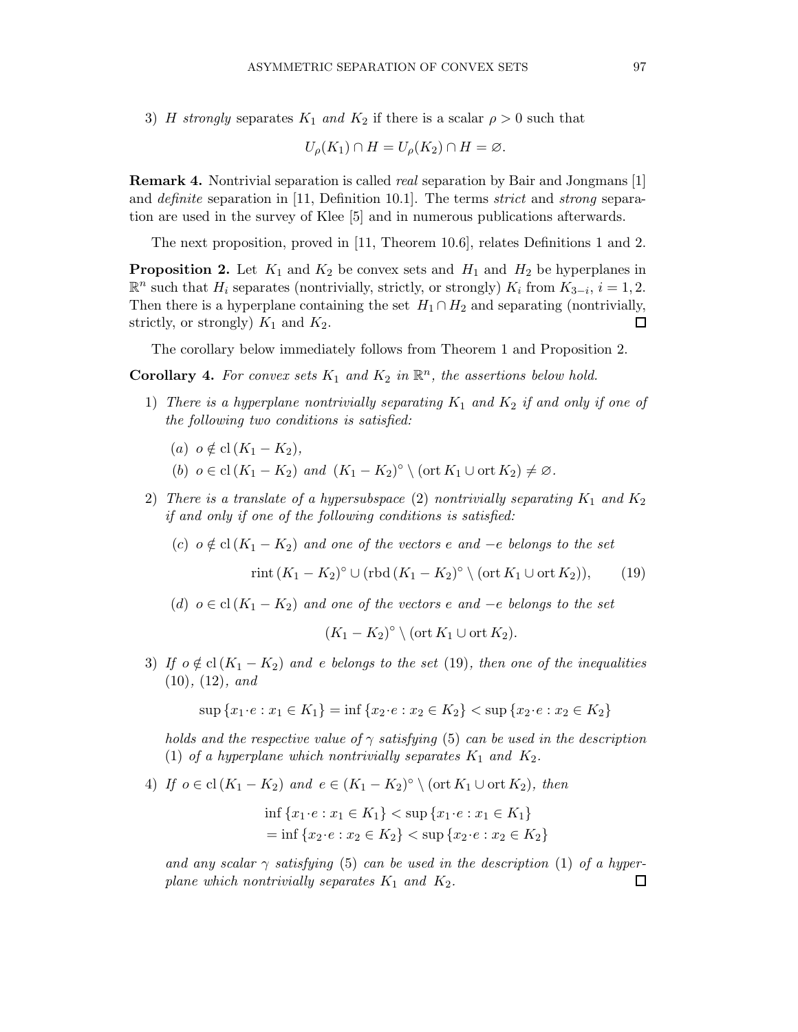3) $H$ *strongly* separates $K_1$ *and* $K_2$ if there is a scalar $\rho > 0$ such that

$$U_\rho(K_1) \cap H = U_\rho(K_2) \cap H = \varnothing.$$

**Remark 4.** Nontrivial separation is called *real* separation by Bair and Jongmans [1] and *definite* separation in [11, Definition 10.1]. The terms *strict* and *strong* separation are used in the survey of Klee [5] and in numerous publications afterwards.

The next proposition, proved in [11, Theorem 10.6], relates Definitions 1 and 2.

**Proposition 2.** Let $K_1$ and $K_2$ be convex sets and $H_1$ and $H_2$ be hyperplanes in $\mathbb{R}^n$ such that $H_i$ separates (nontrivially, strictly, or strongly) $K_i$ from $K_{3-i}$, $i = 1, 2$. Then there is a hyperplane containing the set $H_1 \cap H_2$ and separating (nontrivially, strictly, or strongly) $K_1$ and $K_2$. $\square$

The corollary below immediately follows from Theorem 1 and Proposition 2.

**Corollary 4.** *For convex sets $K_1$ and $K_2$ in $\mathbb{R}^n$, the assertions below hold.*

1) *There is a hyperplane nontrivially separating $K_1$ and $K_2$ if and only if one of the following two conditions is satisfied:*

   (*a*) $o \notin \operatorname{cl}(K_1 - K_2)$,

   (*b*) $o \in \operatorname{cl}(K_1 - K_2)$ *and* $(K_1 - K_2)^\circ \setminus (\operatorname{ort} K_1 \cup \operatorname{ort} K_2) \neq \varnothing$.

2) *There is a translate of a hypersubspace* (2) *nontrivially separating $K_1$ and $K_2$ if and only if one of the following conditions is satisfied:*

   (*c*) $o \notin \operatorname{cl}(K_1 - K_2)$ *and one of the vectors $e$ and $-e$ belongs to the set*

$$\operatorname{rint}(K_1 - K_2)^\circ \cup (\operatorname{rbd}(K_1 - K_2)^\circ \setminus (\operatorname{ort} K_1 \cup \operatorname{ort} K_2)), \tag{19}$$

   (*d*) $o \in \operatorname{cl}(K_1 - K_2)$ *and one of the vectors $e$ and $-e$ belongs to the set*

$$(K_1 - K_2)^\circ \setminus (\operatorname{ort} K_1 \cup \operatorname{ort} K_2).$$

3) *If $o \notin \operatorname{cl}(K_1 - K_2)$ and $e$ belongs to the set* (19)*, then one of the inequalities* (10)*,* (12)*, and*

$$\sup\{x_1 \cdot e : x_1 \in K_1\} = \inf\{x_2 \cdot e : x_2 \in K_2\} < \sup\{x_2 \cdot e : x_2 \in K_2\}$$

*holds and the respective value of $\gamma$ satisfying* (5) *can be used in the description* (1) *of a hyperplane which nontrivially separates $K_1$ and $K_2$.*

4) *If $o \in \operatorname{cl}(K_1 - K_2)$ and $e \in (K_1 - K_2)^\circ \setminus (\operatorname{ort} K_1 \cup \operatorname{ort} K_2)$, then*

$$\begin{aligned}
&\inf\{x_1 \cdot e : x_1 \in K_1\} < \sup\{x_1 \cdot e : x_1 \in K_1\} \\
&= \inf\{x_2 \cdot e : x_2 \in K_2\} < \sup\{x_2 \cdot e : x_2 \in K_2\}
\end{aligned}$$

*and any scalar $\gamma$ satisfying* (5) *can be used in the description* (1) *of a hyperplane which nontrivially separates $K_1$ and $K_2$.* $\square$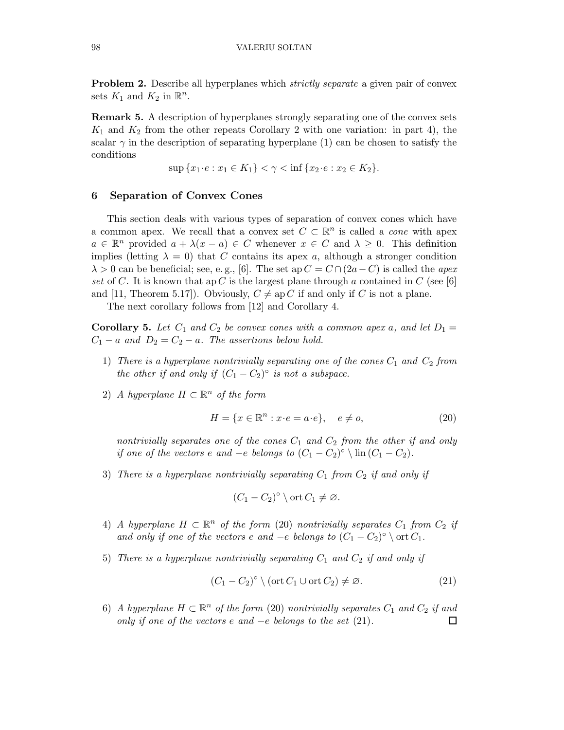**Problem 2.** Describe all hyperplanes which *strictly separate* a given pair of convex sets $K_1$ and $K_2$ in $\mathbb{R}^n$.

**Remark 5.** A description of hyperplanes strongly separating one of the convex sets $K_1$ and $K_2$ from the other repeats Corollary 2 with one variation: in part 4), the scalar $\gamma$ in the description of separating hyperplane (1) can be chosen to satisfy the conditions

$$\sup\{x_1 \cdot e : x_1 \in K_1\} < \gamma < \inf\{x_2 \cdot e : x_2 \in K_2\}.$$

## 6 Separation of Convex Cones

This section deals with various types of separation of convex cones which have a common apex. We recall that a convex set $C \subset \mathbb{R}^n$ is called a *cone* with apex $a \in \mathbb{R}^n$ provided $a + \lambda(x - a) \in C$ whenever $x \in C$ and $\lambda \geq 0$. This definition implies (letting $\lambda = 0$) that $C$ contains its apex $a$, although a stronger condition $\lambda > 0$ can be beneficial; see, e. g., [6]. The set $\operatorname{ap} C = C \cap (2a - C)$ is called the *apex set* of $C$. It is known that $\operatorname{ap} C$ is the largest plane through $a$ contained in $C$ (see [6] and [11, Theorem 5.17]). Obviously, $C \neq \operatorname{ap} C$ if and only if $C$ is not a plane.

The next corollary follows from [12] and Corollary 4.

**Corollary 5.** *Let $C_1$ and $C_2$ be convex cones with a common apex $a$, and let $D_1 = C_1 - a$ and $D_2 = C_2 - a$. The assertions below hold.*

1) *There is a hyperplane nontrivially separating one of the cones $C_1$ and $C_2$ from the other if and only if $(C_1 - C_2)^\circ$ is not a subspace.*

2) *A hyperplane $H \subset \mathbb{R}^n$ of the form*

$$H = \{x \in \mathbb{R}^n : x \cdot e = a \cdot e\}, \quad e \neq o, \tag{20}$$

*nontrivially separates one of the cones $C_1$ and $C_2$ from the other if and only if one of the vectors $e$ and $-e$ belongs to $(C_1 - C_2)^\circ \setminus \operatorname{lin}(C_1 - C_2)$.*

3) *There is a hyperplane nontrivially separating $C_1$ from $C_2$ if and only if*

$$(C_1 - C_2)^\circ \setminus \operatorname{ort} C_1 \neq \varnothing.$$

4) *A hyperplane $H \subset \mathbb{R}^n$ of the form (20) nontrivially separates $C_1$ from $C_2$ if and only if one of the vectors $e$ and $-e$ belongs to $(C_1 - C_2)^\circ \setminus \operatorname{ort} C_1$.*

5) *There is a hyperplane nontrivially separating $C_1$ and $C_2$ if and only if*

$$(C_1 - C_2)^\circ \setminus (\operatorname{ort} C_1 \cup \operatorname{ort} C_2) \neq \varnothing. \tag{21}$$

6) *A hyperplane $H \subset \mathbb{R}^n$ of the form (20) nontrivially separates $C_1$ and $C_2$ if and only if one of the vectors $e$ and $-e$ belongs to the set (21).* □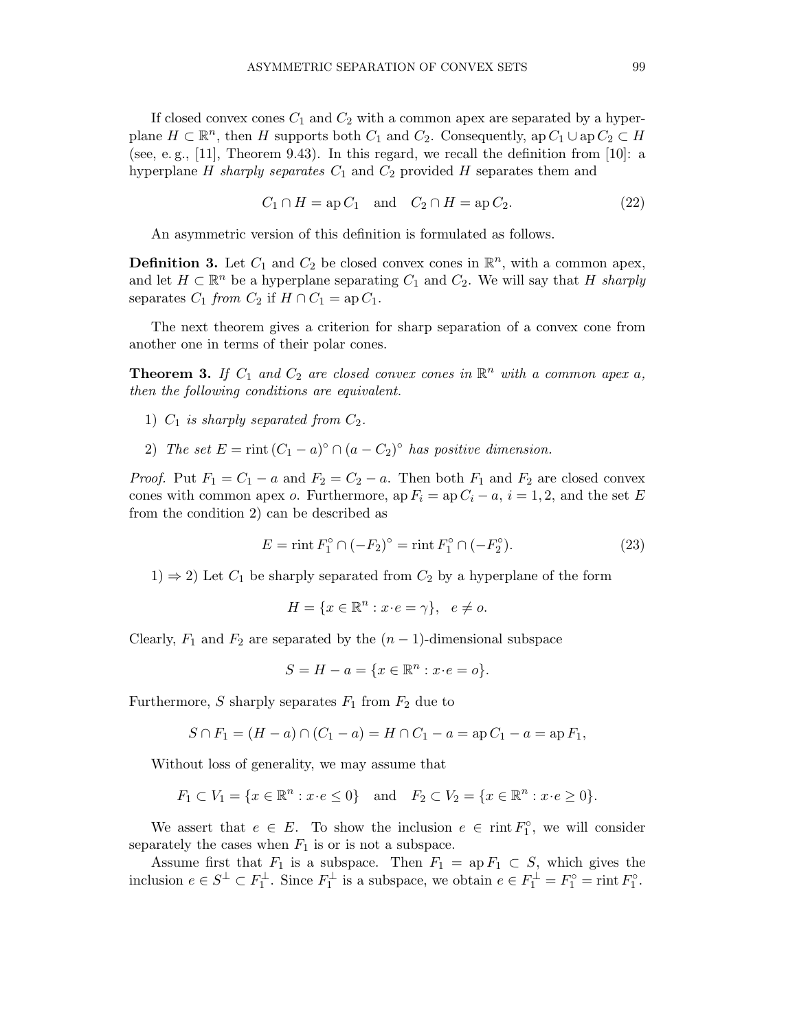If closed convex cones $C_1$ and $C_2$ with a common apex are separated by a hyperplane $H \subset \mathbb{R}^n$, then $H$ supports both $C_1$ and $C_2$. Consequently, $\operatorname{ap} C_1 \cup \operatorname{ap} C_2 \subset H$ (see, e. g., [11], Theorem 9.43). In this regard, we recall the definition from [10]: a hyperplane $H$ *sharply separates* $C_1$ and $C_2$ provided $H$ separates them and

$$C_1 \cap H = \operatorname{ap} C_1 \quad \text{and} \quad C_2 \cap H = \operatorname{ap} C_2. \tag{22}$$

An asymmetric version of this definition is formulated as follows.

**Definition 3.** Let $C_1$ and $C_2$ be closed convex cones in $\mathbb{R}^n$, with a common apex, and let $H \subset \mathbb{R}^n$ be a hyperplane separating $C_1$ and $C_2$. We will say that $H$ *sharply* separates $C_1$ *from* $C_2$ if $H \cap C_1 = \operatorname{ap} C_1$.

The next theorem gives a criterion for sharp separation of a convex cone from another one in terms of their polar cones.

**Theorem 3.** *If $C_1$ and $C_2$ are closed convex cones in $\mathbb{R}^n$ with a common apex $a$, then the following conditions are equivalent.*

1) *$C_1$ is sharply separated from $C_2$.*

2) *The set $E = \operatorname{rint} (C_1 - a)^\circ \cap (a - C_2)^\circ$ has positive dimension.*

*Proof.* Put $F_1 = C_1 - a$ and $F_2 = C_2 - a$. Then both $F_1$ and $F_2$ are closed convex cones with common apex $o$. Furthermore, $\operatorname{ap} F_i = \operatorname{ap} C_i - a$, $i = 1, 2$, and the set $E$ from the condition 2) can be described as

$$E = \operatorname{rint} F_1^\circ \cap (-F_2)^\circ = \operatorname{rint} F_1^\circ \cap (-F_2^\circ). \tag{23}$$

1) $\Rightarrow$ 2) Let $C_1$ be sharply separated from $C_2$ by a hyperplane of the form

$$H = \{x \in \mathbb{R}^n : x \cdot e = \gamma\}, \quad e \neq o.$$

Clearly, $F_1$ and $F_2$ are separated by the $(n-1)$-dimensional subspace

$$S = H - a = \{x \in \mathbb{R}^n : x \cdot e = o\}.$$

Furthermore, $S$ sharply separates $F_1$ from $F_2$ due to

$$S \cap F_1 = (H - a) \cap (C_1 - a) = H \cap C_1 - a = \operatorname{ap} C_1 - a = \operatorname{ap} F_1,$$

Without loss of generality, we may assume that

$$F_1 \subset V_1 = \{x \in \mathbb{R}^n : x \cdot e \leq 0\} \quad \text{and} \quad F_2 \subset V_2 = \{x \in \mathbb{R}^n : x \cdot e \geq 0\}.$$

We assert that $e \in E$. To show the inclusion $e \in \operatorname{rint} F_1^\circ$, we will consider separately the cases when $F_1$ is or is not a subspace.

Assume first that $F_1$ is a subspace. Then $F_1 = \operatorname{ap} F_1 \subset S$, which gives the inclusion $e \in S^\perp \subset F_1^\perp$. Since $F_1^\perp$ is a subspace, we obtain $e \in F_1^\perp = F_1^\circ = \operatorname{rint} F_1^\circ$.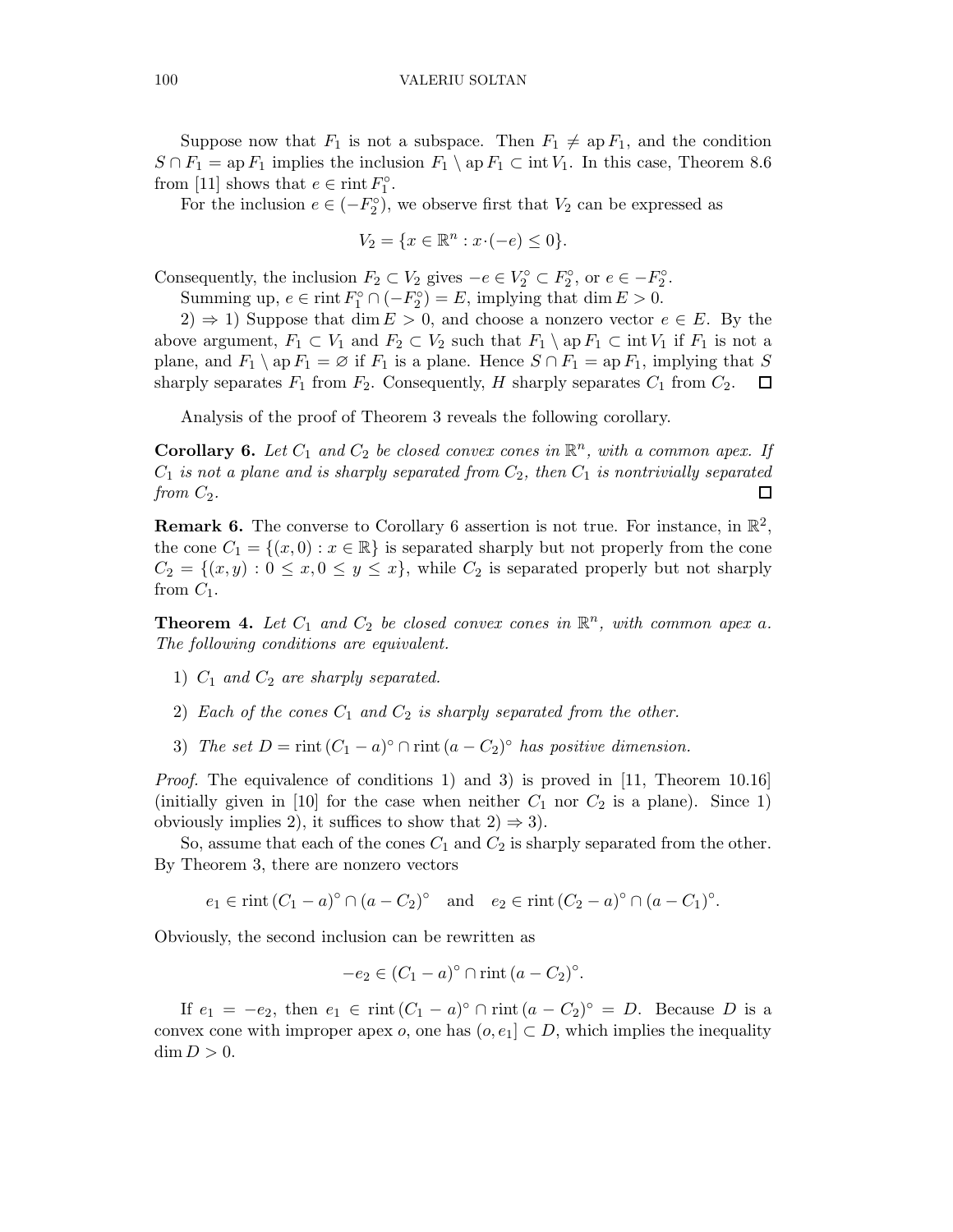Suppose now that $F_1$ is not a subspace. Then $F_1 \neq \operatorname{ap} F_1$, and the condition $S \cap F_1 = \operatorname{ap} F_1$ implies the inclusion $F_1 \setminus \operatorname{ap} F_1 \subset \operatorname{int} V_1$. In this case, Theorem 8.6 from [11] shows that $e \in \operatorname{rint} F_1^\circ$.

For the inclusion $e \in (-F_2^\circ)$, we observe first that $V_2$ can be expressed as

$$V_2 = \{x \in \mathbb{R}^n : x \cdot (-e) \leq 0\}.$$

Consequently, the inclusion $F_2 \subset V_2$ gives $-e \in V_2^\circ \subset F_2^\circ$, or $e \in -F_2^\circ$.

Summing up, $e \in \operatorname{rint} F_1^\circ \cap (-F_2^\circ) = E$, implying that $\dim E > 0$.

2) $\Rightarrow$ 1) Suppose that $\dim E > 0$, and choose a nonzero vector $e \in E$. By the above argument, $F_1 \subset V_1$ and $F_2 \subset V_2$ such that $F_1 \setminus \operatorname{ap} F_1 \subset \operatorname{int} V_1$ if $F_1$ is not a plane, and $F_1 \setminus \operatorname{ap} F_1 = \varnothing$ if $F_1$ is a plane. Hence $S \cap F_1 = \operatorname{ap} F_1$, implying that $S$ sharply separates $F_1$ from $F_2$. Consequently, $H$ sharply separates $C_1$ from $C_2$. $\square$

Analysis of the proof of Theorem 3 reveals the following corollary.

**Corollary 6.** *Let $C_1$ and $C_2$ be closed convex cones in $\mathbb{R}^n$, with a common apex. If $C_1$ is not a plane and is sharply separated from $C_2$, then $C_1$ is nontrivially separated from $C_2$.* $\square$

**Remark 6.** The converse to Corollary 6 assertion is not true. For instance, in $\mathbb{R}^2$, the cone $C_1 = \{(x, 0) : x \in \mathbb{R}\}$ is separated sharply but not properly from the cone $C_2 = \{(x, y) : 0 \leq x, 0 \leq y \leq x\}$, while $C_2$ is separated properly but not sharply from $C_1$.

**Theorem 4.** *Let $C_1$ and $C_2$ be closed convex cones in $\mathbb{R}^n$, with common apex $a$. The following conditions are equivalent.*

1) *$C_1$ and $C_2$ are sharply separated.*

2) *Each of the cones $C_1$ and $C_2$ is sharply separated from the other.*

3) *The set $D = \operatorname{rint} (C_1 - a)^\circ \cap \operatorname{rint} (a - C_2)^\circ$ has positive dimension.*

*Proof.* The equivalence of conditions 1) and 3) is proved in [11, Theorem 10.16] (initially given in [10] for the case when neither $C_1$ nor $C_2$ is a plane). Since 1) obviously implies 2), it suffices to show that 2) $\Rightarrow$ 3).

So, assume that each of the cones $C_1$ and $C_2$ is sharply separated from the other. By Theorem 3, there are nonzero vectors

$$e_1 \in \operatorname{rint} (C_1 - a)^\circ \cap (a - C_2)^\circ \quad \text{and} \quad e_2 \in \operatorname{rint} (C_2 - a)^\circ \cap (a - C_1)^\circ.$$

Obviously, the second inclusion can be rewritten as

$$-e_2 \in (C_1 - a)^\circ \cap \operatorname{rint} (a - C_2)^\circ.$$

If $e_1 = -e_2$, then $e_1 \in \operatorname{rint} (C_1 - a)^\circ \cap \operatorname{rint} (a - C_2)^\circ = D$. Because $D$ is a convex cone with improper apex $o$, one has $(o, e_1] \subset D$, which implies the inequality $\dim D > 0$.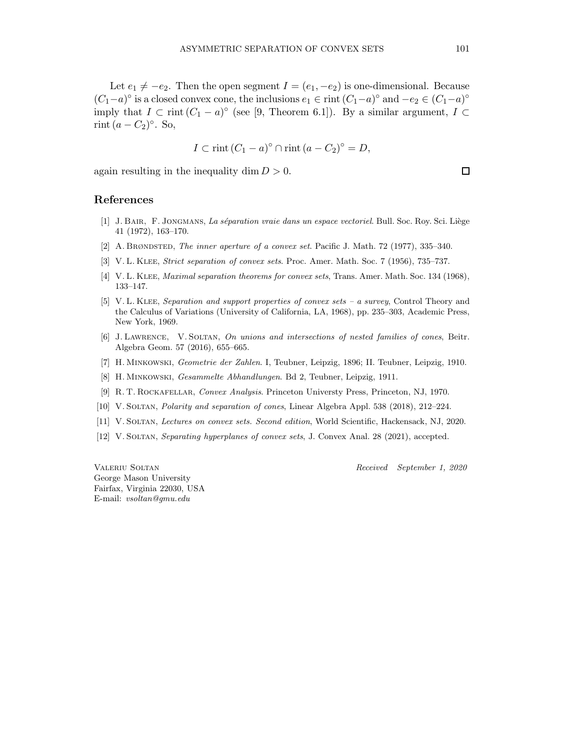Let $e_1 \neq -e_2$. Then the open segment $I = (e_1, -e_2)$ is one-dimensional. Because $(C_1 - a)^\circ$ is a closed convex cone, the inclusions $e_1 \in \operatorname{rint}(C_1 - a)^\circ$ and $-e_2 \in (C_1 - a)^\circ$ imply that $I \subset \operatorname{rint}(C_1 - a)^\circ$ (see [9, Theorem 6.1]). By a similar argument, $I \subset \operatorname{rint}(a - C_2)^\circ$. So,

$$I \subset \operatorname{rint}(C_1 - a)^\circ \cap \operatorname{rint}(a - C_2)^\circ = D,$$

again resulting in the inequality $\dim D > 0$. □

## References

[1] J. Bair, F. Jongmans, *La séparation vraie dans un espace vectoriel*. Bull. Soc. Roy. Sci. Liège 41 (1972), 163–170.

[2] A. Brøndsted, *The inner aperture of a convex set*. Pacific J. Math. 72 (1977), 335–340.

[3] V. L. Klee, *Strict separation of convex sets*. Proc. Amer. Math. Soc. 7 (1956), 735–737.

[4] V. L. Klee, *Maximal separation theorems for convex sets*, Trans. Amer. Math. Soc. 134 (1968), 133–147.

[5] V. L. Klee, *Separation and support properties of convex sets – a survey*, Control Theory and the Calculus of Variations (University of California, LA, 1968), pp. 235–303, Academic Press, New York, 1969.

[6] J. Lawrence, V. Soltan, *On unions and intersections of nested families of cones*, Beitr. Algebra Geom. 57 (2016), 655–665.

[7] H. Minkowski, *Geometrie der Zahlen*. I, Teubner, Leipzig, 1896; II. Teubner, Leipzig, 1910.

[8] H. Minkowski, *Gesammelte Abhandlungen*. Bd 2, Teubner, Leipzig, 1911.

[9] R. T. Rockafellar, *Convex Analysis*. Princeton Universty Press, Princeton, NJ, 1970.

[10] V. Soltan, *Polarity and separation of cones*, Linear Algebra Appl. 538 (2018), 212–224.

[11] V. Soltan, *Lectures on convex sets. Second edition*, World Scientific, Hackensack, NJ, 2020.

[12] V. Soltan, *Separating hyperplanes of convex sets*, J. Convex Anal. 28 (2021), accepted.

Valeriu Soltan
George Mason University
Fairfax, Virginia 22030, USA
E-mail: *vsoltan@gmu.edu*

*Received September 1, 2020*